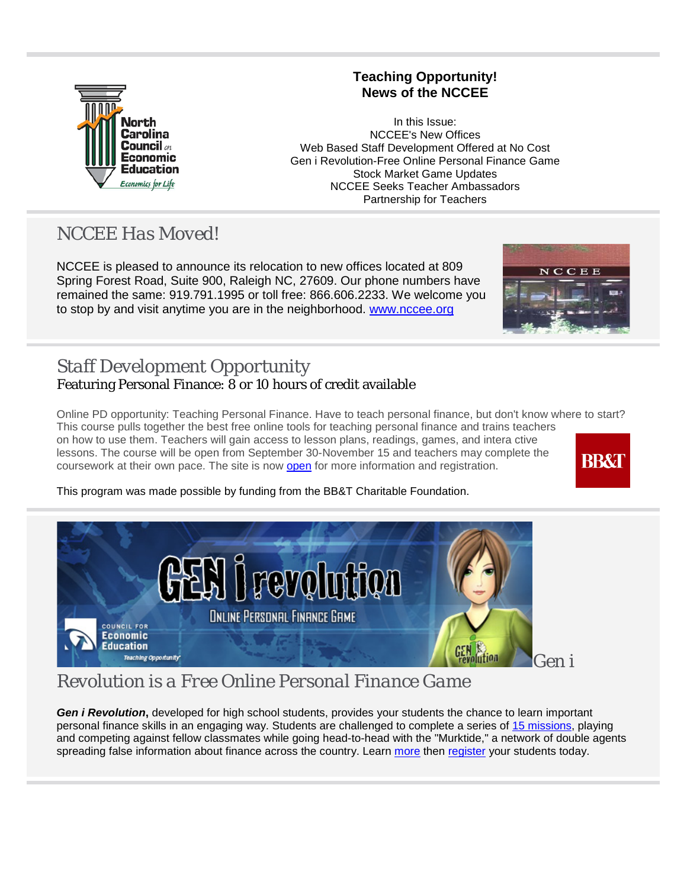**Teaching Opportunity!**
**News of the NCCEE**

In this Issue:
NCCEE's New Offices
Web Based Staff Development Offered at No Cost
Gen i Revolution-Free Online Personal Finance Game
Stock Market Game Updates
NCCEE Seeks Teacher Ambassadors
Partnership for Teachers

## NCCEE Has Moved!

NCCEE is pleased to announce its relocation to new offices located at 809 Spring Forest Road, Suite 900, Raleigh NC, 27609. Our phone numbers have remained the same: 919.791.1995 or toll free: 866.606.2233. We welcome you to stop by and visit anytime you are in the neighborhood. www.nccee.org

## Staff Development Opportunity

### Featuring Personal Finance: 8 or 10 hours of credit available

Online PD opportunity: Teaching Personal Finance. Have to teach personal finance, but don't know where to start? This course pulls together the best free online tools for teaching personal finance and trains teachers on how to use them. Teachers will gain access to lesson plans, readings, games, and intera ctive lessons. The course will be open from September 30-November 15 and teachers may complete the coursework at their own pace. The site is now open for more information and registration.

This program was made possible by funding from the BB&T Charitable Foundation.

## Gen i Revolution is a Free Online Personal Finance Game

***Gen i Revolution*****,** developed for high school students, provides your students the chance to learn important personal finance skills in an engaging way. Students are challenged to complete a series of 15 missions, playing and competing against fellow classmates while going head-to-head with the "Murktide," a network of double agents spreading false information about finance across the country. Learn more then register your students today.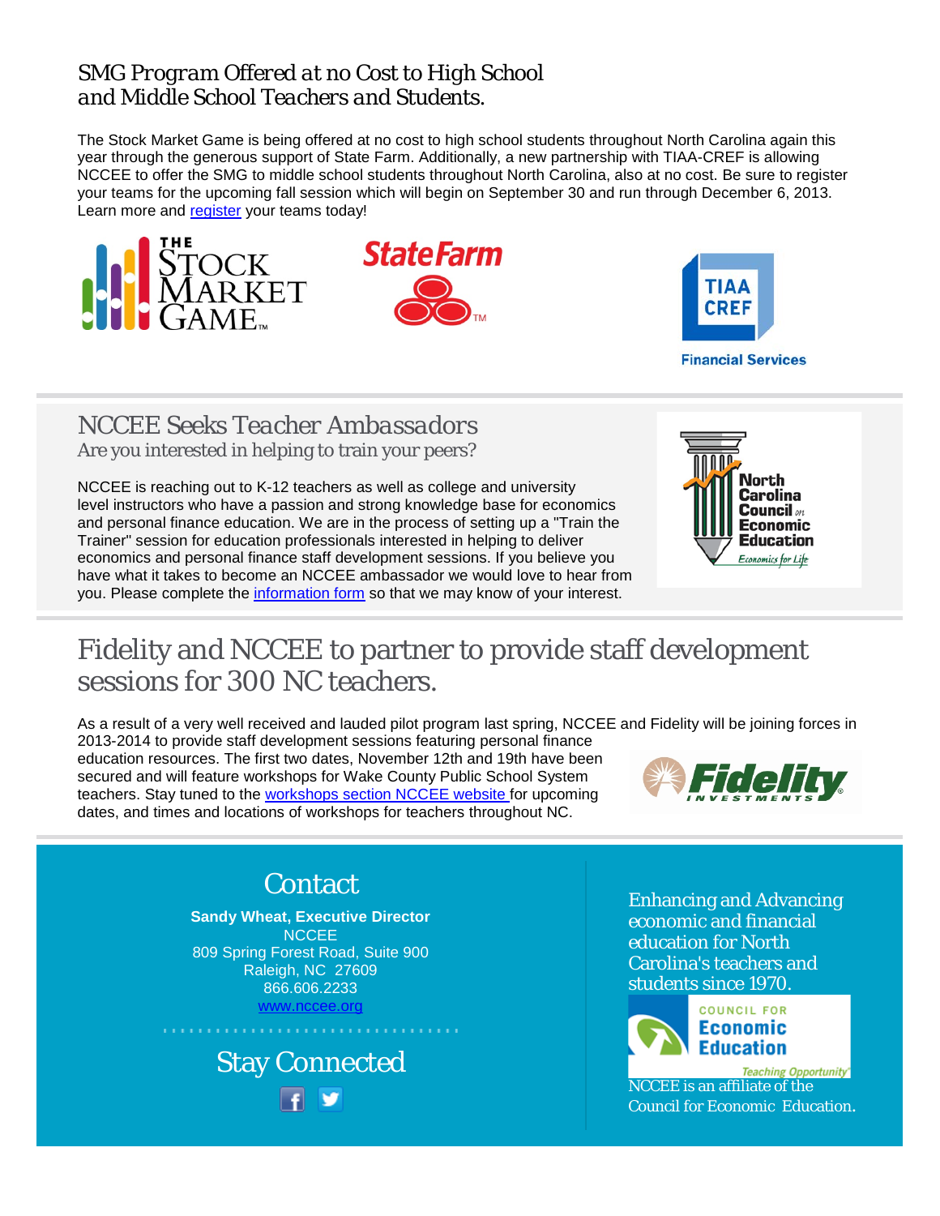## *SMG Program Offered at no Cost to High School and Middle School Teachers and Students.*

The Stock Market Game is being offered at no cost to high school students throughout North Carolina again this year through the generous support of State Farm. Additionally, a new partnership with TIAA-CREF is allowing NCCEE to offer the SMG to middle school students throughout North Carolina, also at no cost. Be sure to register your teams for the upcoming fall session which will begin on September 30 and run through December 6, 2013. Learn more and register your teams today!

## NCCEE Seeks *Teacher Ambassadors*

Are you interested in helping to train your peers?

NCCEE is reaching out to K-12 teachers as well as college and university level instructors who have a passion and strong knowledge base for economics and personal finance education. We are in the process of setting up a "Train the Trainer" session for education professionals interested in helping to deliver economics and personal finance staff development sessions. If you believe you have what it takes to become an NCCEE ambassador we would love to hear from you. Please complete the information form so that we may know of your interest.

## Fidelity and NCCEE to partner to provide staff development sessions for 300 NC teachers.

As a result of a very well received and lauded pilot program last spring, NCCEE and Fidelity will be joining forces in 2013-2014 to provide staff development sessions featuring personal finance education resources. The first two dates, November 12th and 19th have been secured and will feature workshops for Wake County Public School System teachers. Stay tuned to the workshops section NCCEE website for upcoming dates, and times and locations of workshops for teachers throughout NC.

## Contact

**Sandy Wheat, Executive Director**
NCCEE
809 Spring Forest Road, Suite 900
Raleigh, NC 27609
866.606.2233
www.nccee.org

## Stay Connected

Enhancing and Advancing economic and financial education for North Carolina's teachers and students since 1970.

NCCEE is an affiliate of the Council for Economic Education.